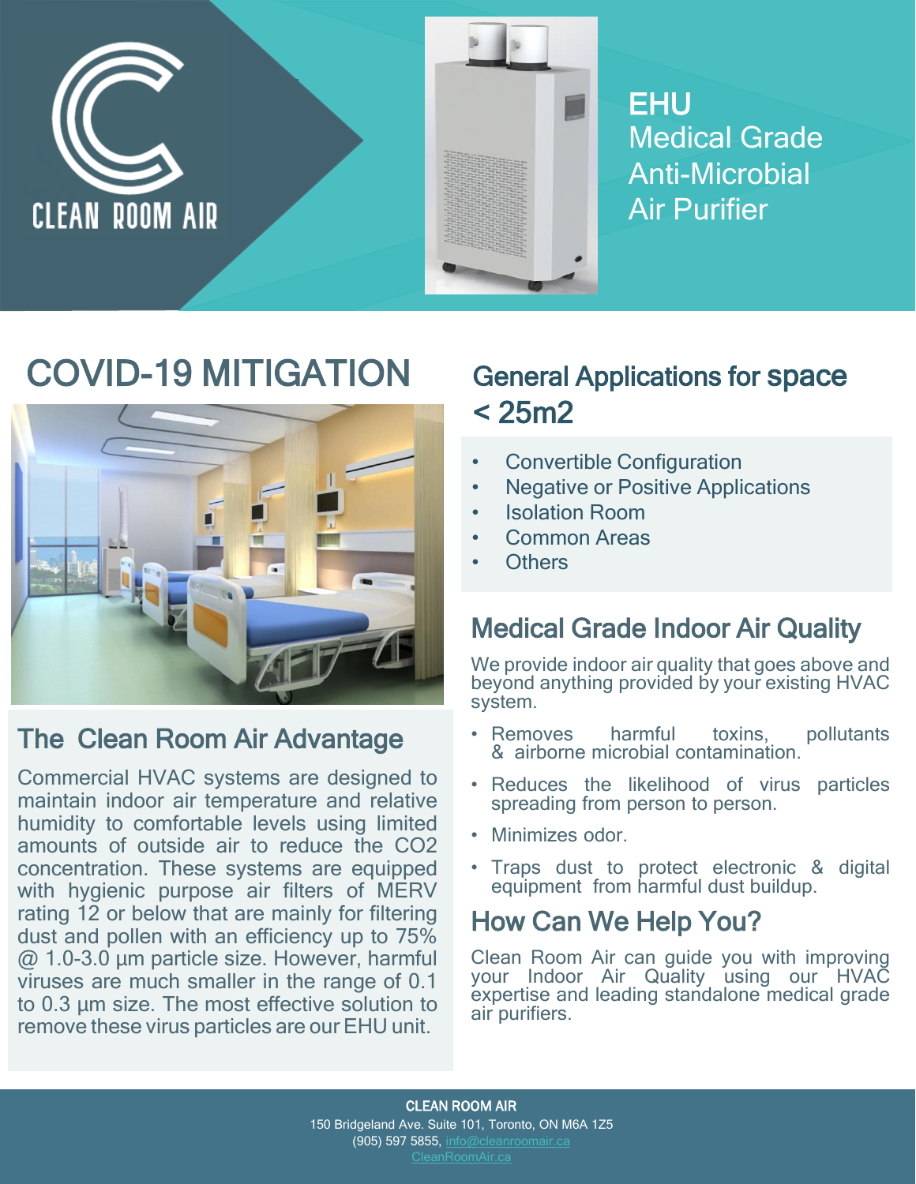CLEAN ROOM AIR

# EHU

Medical Grade Anti-Microbial Air Purifier

## COVID-19 MITIGATION

## The Clean Room Air Advantage

Commercial HVAC systems are designed to maintain indoor air temperature and relative humidity to comfortable levels using limited amounts of outside air to reduce the CO2 concentration. These systems are equipped with hygienic purpose air filters of MERV rating 12 or below that are mainly for filtering dust and pollen with an efficiency up to 75% @ 1.0-3.0 µm particle size. However, harmful viruses are much smaller in the range of 0.1 to 0.3 µm size. The most effective solution to remove these virus particles are our EHU unit.

## General Applications for space < 25m2

- Convertible Configuration
- Negative or Positive Applications
- Isolation Room
- Common Areas
- Others

## Medical Grade Indoor Air Quality

We provide indoor air quality that goes above and beyond anything provided by your existing HVAC system.

- Removes harmful toxins, pollutants & airborne microbial contamination.
- Reduces the likelihood of virus particles spreading from person to person.
- Minimizes odor.
- Traps dust to protect electronic & digital equipment from harmful dust buildup.

## How Can We Help You?

Clean Room Air can guide you with improving your Indoor Air Quality using our HVAC expertise and leading standalone medical grade air purifiers.

**CLEAN ROOM AIR**
150 Bridgeland Ave. Suite 101, Toronto, ON M6A 1Z5
(905) 597 5855, info@cleanroomair.ca
CleanRoomAir.ca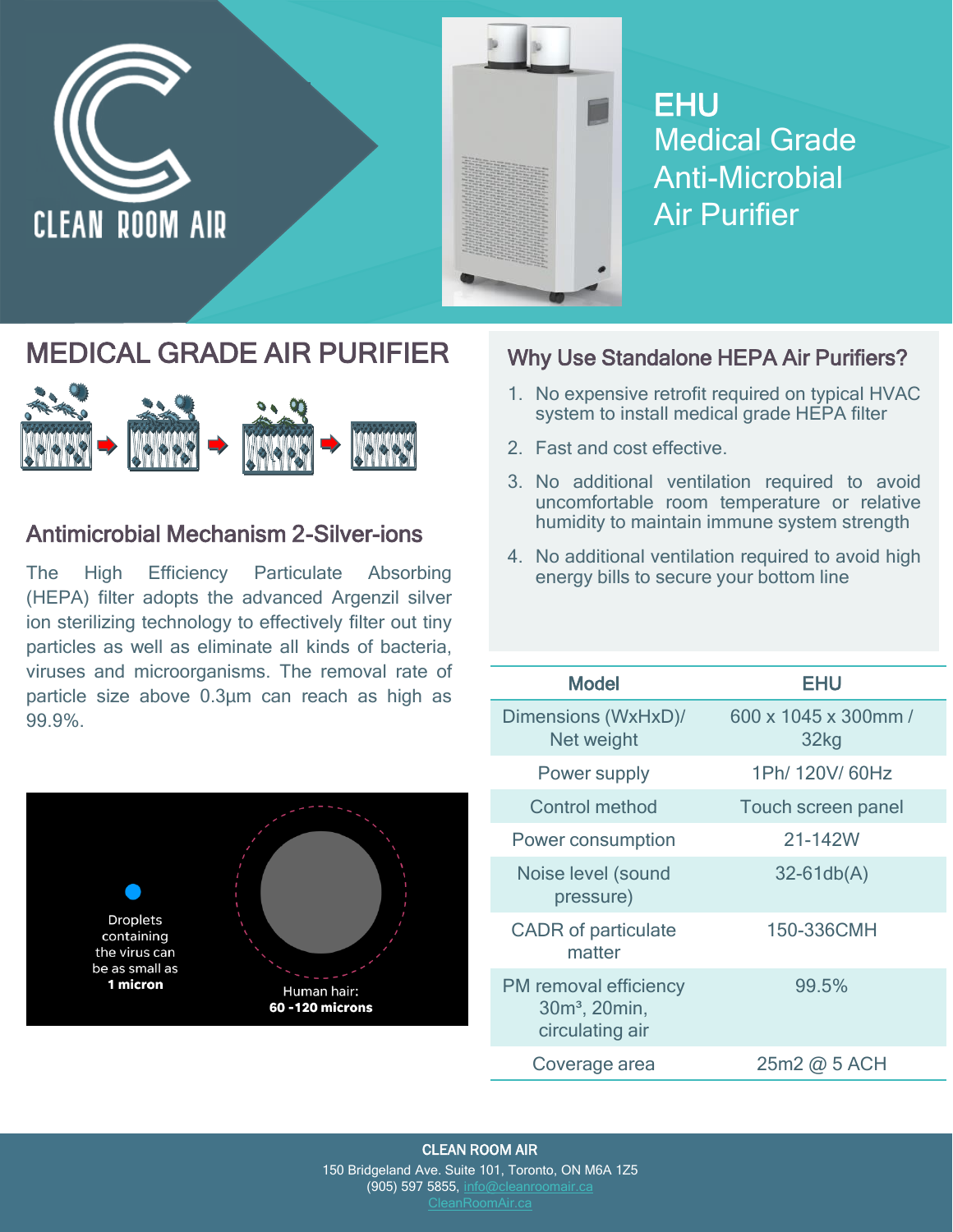CLEAN ROOM AIR

# EHU
## Medical Grade Anti-Microbial Air Purifier

## MEDICAL GRADE AIR PURIFIER

### Antimicrobial Mechanism 2-Silver-ions

The High Efficiency Particulate Absorbing (HEPA) filter adopts the advanced Argenzil silver ion sterilizing technology to effectively filter out tiny particles as well as eliminate all kinds of bacteria, viruses and microorganisms. The removal rate of particle size above 0.3μm can reach as high as 99.9%.

Droplets containing the virus can be as small as **1 micron**

Human hair: **60 -120 microns**

### Why Use Standalone HEPA Air Purifiers?

1. No expensive retrofit required on typical HVAC system to install medical grade HEPA filter
2. Fast and cost effective.
3. No additional ventilation required to avoid uncomfortable room temperature or relative humidity to maintain immune system strength
4. No additional ventilation required to avoid high energy bills to secure your bottom line

| Model | EHU |
|---|---|
| Dimensions (WxHxD)/ Net weight | 600 x 1045 x 300mm / 32kg |
| Power supply | 1Ph/ 120V/ 60Hz |
| Control method | Touch screen panel |
| Power consumption | 21-142W |
| Noise level (sound pressure) | 32-61db(A) |
| CADR of particulate matter | 150-336CMH |
| PM removal efficiency 30m³, 20min, circulating air | 99.5% |
| Coverage area | 25m2 @ 5 ACH |

**CLEAN ROOM AIR**
150 Bridgeland Ave. Suite 101, Toronto, ON M6A 1Z5
(905) 597 5855, info@cleanroomair.ca
CleanRoomAir.ca